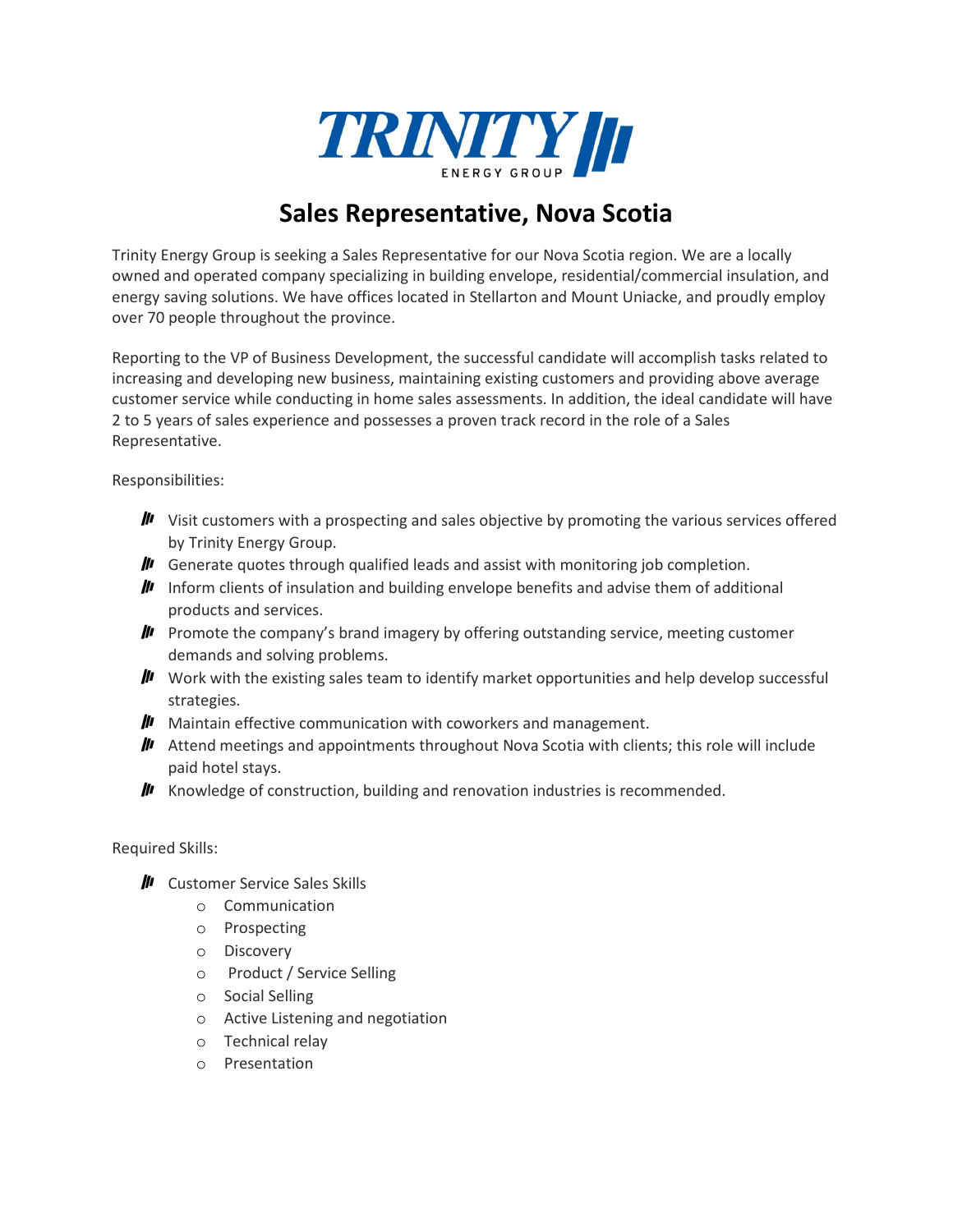# Sales Representative, Nova Scotia

Trinity Energy Group is seeking a Sales Representative for our Nova Scotia region. We are a locally owned and operated company specializing in building envelope, residential/commercial insulation, and energy saving solutions. We have offices located in Stellarton and Mount Uniacke, and proudly employ over 70 people throughout the province.

Reporting to the VP of Business Development, the successful candidate will accomplish tasks related to increasing and developing new business, maintaining existing customers and providing above average customer service while conducting in home sales assessments. In addition, the ideal candidate will have 2 to 5 years of sales experience and possesses a proven track record in the role of a Sales Representative.

Responsibilities:

- Visit customers with a prospecting and sales objective by promoting the various services offered by Trinity Energy Group.
- Generate quotes through qualified leads and assist with monitoring job completion.
- Inform clients of insulation and building envelope benefits and advise them of additional products and services.
- Promote the company's brand imagery by offering outstanding service, meeting customer demands and solving problems.
- Work with the existing sales team to identify market opportunities and help develop successful strategies.
- Maintain effective communication with coworkers and management.
- Attend meetings and appointments throughout Nova Scotia with clients; this role will include paid hotel stays.
- Knowledge of construction, building and renovation industries is recommended.

Required Skills:

- Customer Service Sales Skills
  - Communication
  - Prospecting
  - Discovery
  - Product / Service Selling
  - Social Selling
  - Active Listening and negotiation
  - Technical relay
  - Presentation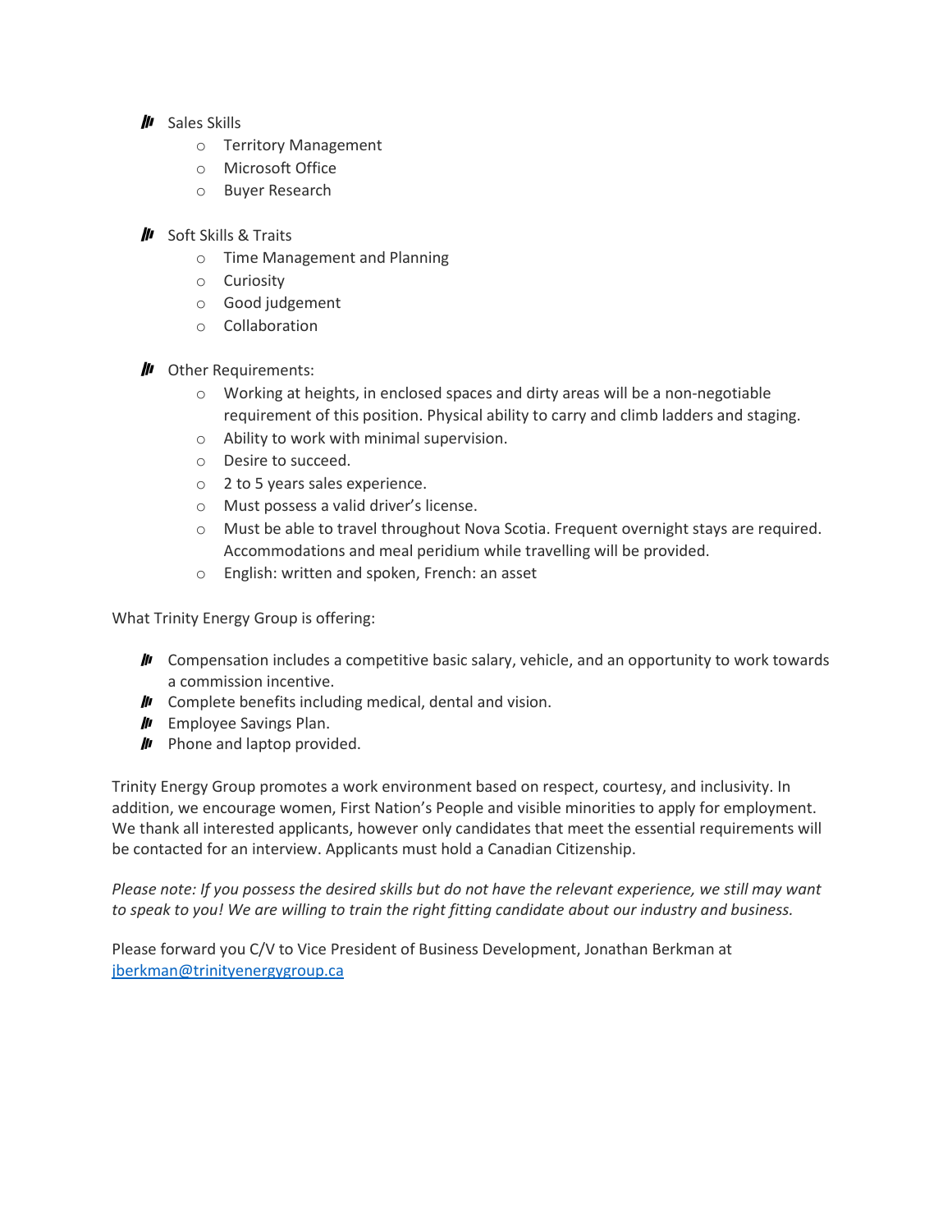- Sales Skills
  - Territory Management
  - Microsoft Office
  - Buyer Research

- Soft Skills & Traits
  - Time Management and Planning
  - Curiosity
  - Good judgement
  - Collaboration

- Other Requirements:
  - Working at heights, in enclosed spaces and dirty areas will be a non-negotiable requirement of this position. Physical ability to carry and climb ladders and staging.
  - Ability to work with minimal supervision.
  - Desire to succeed.
  - 2 to 5 years sales experience.
  - Must possess a valid driver's license.
  - Must be able to travel throughout Nova Scotia. Frequent overnight stays are required. Accommodations and meal peridium while travelling will be provided.
  - English: written and spoken, French: an asset

What Trinity Energy Group is offering:

- Compensation includes a competitive basic salary, vehicle, and an opportunity to work towards a commission incentive.
- Complete benefits including medical, dental and vision.
- Employee Savings Plan.
- Phone and laptop provided.

Trinity Energy Group promotes a work environment based on respect, courtesy, and inclusivity. In addition, we encourage women, First Nation's People and visible minorities to apply for employment. We thank all interested applicants, however only candidates that meet the essential requirements will be contacted for an interview. Applicants must hold a Canadian Citizenship.

*Please note: If you possess the desired skills but do not have the relevant experience, we still may want to speak to you! We are willing to train the right fitting candidate about our industry and business.*

Please forward you C/V to Vice President of Business Development, Jonathan Berkman at [jberkman@trinityenergygroup.ca](mailto:jberkman@trinityenergygroup.ca)